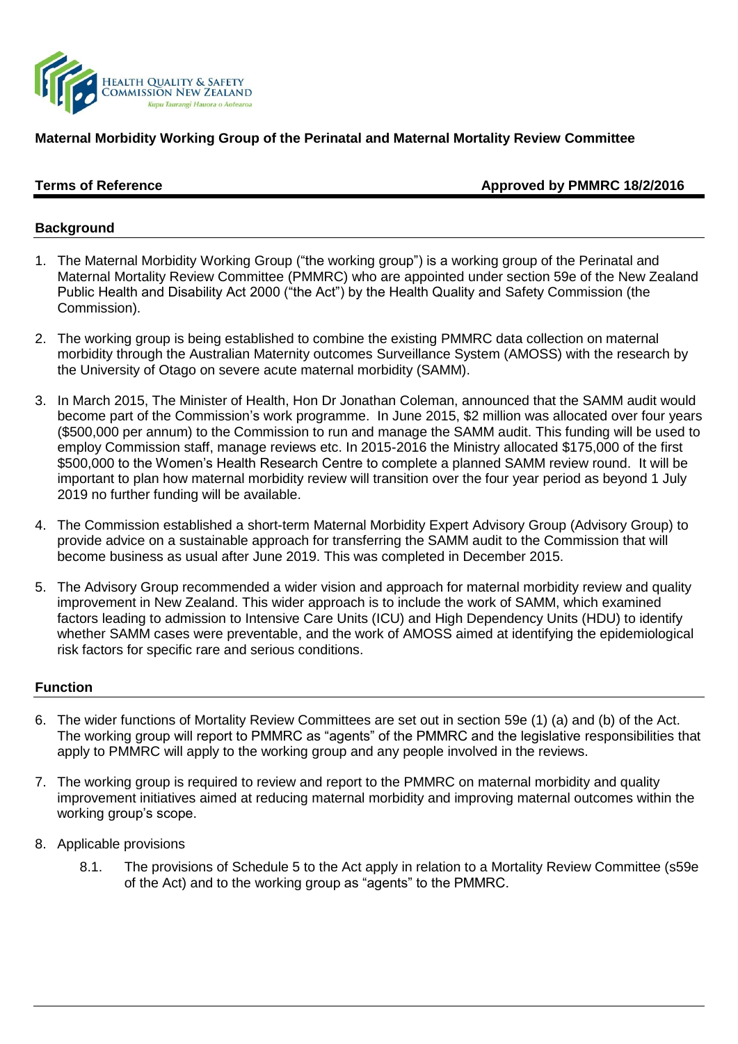HEALTH QUALITY & SAFETY COMMISSION NEW ZEALAND
*Kupu Taurangi Hauora o Aotearoa*

**Maternal Morbidity Working Group of the Perinatal and Maternal Mortality Review Committee**

**Terms of Reference** **Approved by PMMRC 18/2/2016**

## Background

1. The Maternal Morbidity Working Group ("the working group") is a working group of the Perinatal and Maternal Mortality Review Committee (PMMRC) who are appointed under section 59e of the New Zealand Public Health and Disability Act 2000 ("the Act") by the Health Quality and Safety Commission (the Commission).
2. The working group is being established to combine the existing PMMRC data collection on maternal morbidity through the Australian Maternity outcomes Surveillance System (AMOSS) with the research by the University of Otago on severe acute maternal morbidity (SAMM).
3. In March 2015, The Minister of Health, Hon Dr Jonathan Coleman, announced that the SAMM audit would become part of the Commission's work programme. In June 2015, $2 million was allocated over four years ($500,000 per annum) to the Commission to run and manage the SAMM audit. This funding will be used to employ Commission staff, manage reviews etc. In 2015-2016 the Ministry allocated $175,000 of the first $500,000 to the Women's Health Research Centre to complete a planned SAMM review round. It will be important to plan how maternal morbidity review will transition over the four year period as beyond 1 July 2019 no further funding will be available.
4. The Commission established a short-term Maternal Morbidity Expert Advisory Group (Advisory Group) to provide advice on a sustainable approach for transferring the SAMM audit to the Commission that will become business as usual after June 2019. This was completed in December 2015.
5. The Advisory Group recommended a wider vision and approach for maternal morbidity review and quality improvement in New Zealand. This wider approach is to include the work of SAMM, which examined factors leading to admission to Intensive Care Units (ICU) and High Dependency Units (HDU) to identify whether SAMM cases were preventable, and the work of AMOSS aimed at identifying the epidemiological risk factors for specific rare and serious conditions.

## Function

6. The wider functions of Mortality Review Committees are set out in section 59e (1) (a) and (b) of the Act. The working group will report to PMMRC as "agents" of the PMMRC and the legislative responsibilities that apply to PMMRC will apply to the working group and any people involved in the reviews.
7. The working group is required to review and report to the PMMRC on maternal morbidity and quality improvement initiatives aimed at reducing maternal morbidity and improving maternal outcomes within the working group's scope.
8. Applicable provisions
   8.1. The provisions of Schedule 5 to the Act apply in relation to a Mortality Review Committee (s59e of the Act) and to the working group as "agents" to the PMMRC.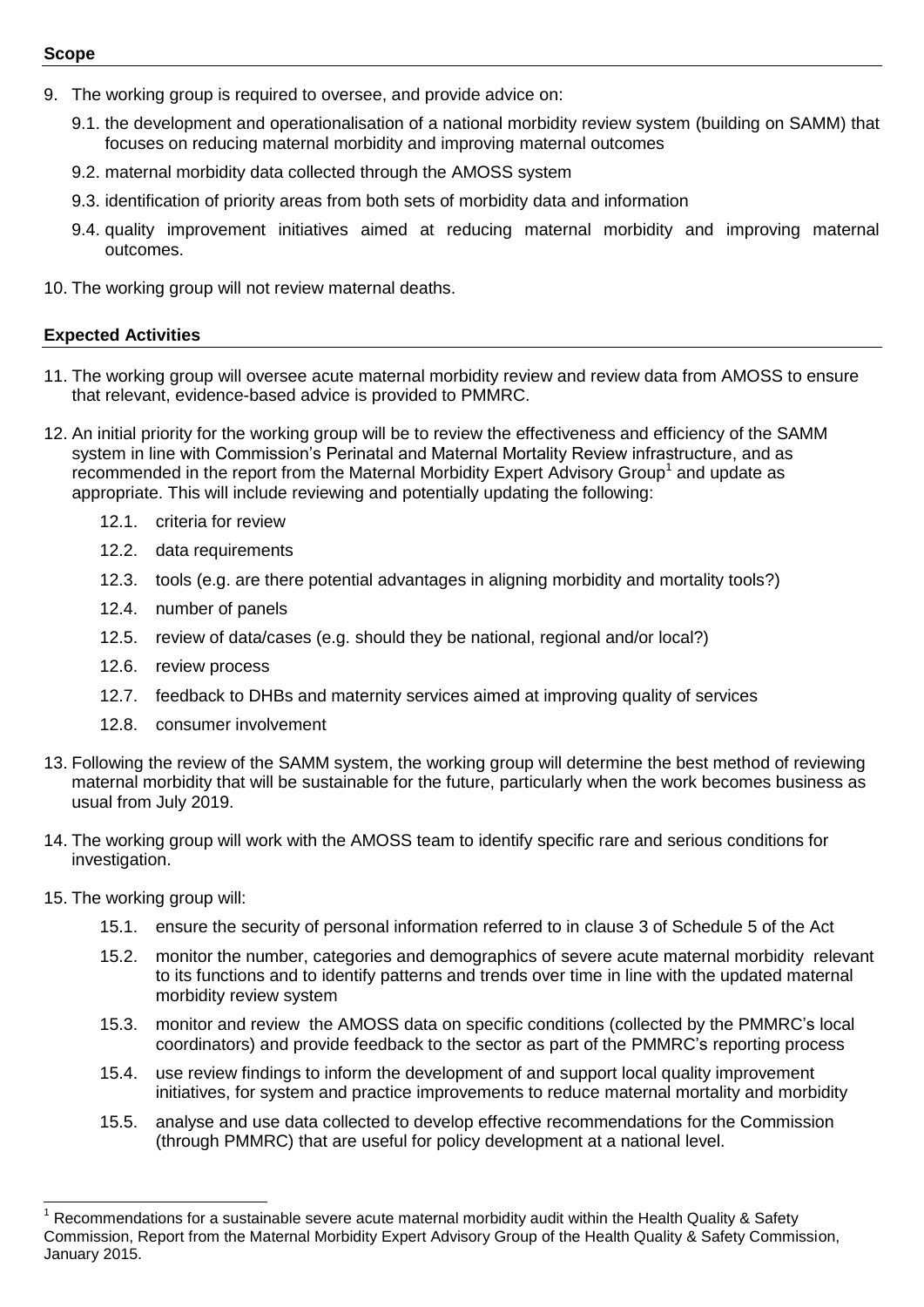### Scope

9. The working group is required to oversee, and provide advice on:
    9.1. the development and operationalisation of a national morbidity review system (building on SAMM) that focuses on reducing maternal morbidity and improving maternal outcomes
    9.2. maternal morbidity data collected through the AMOSS system
    9.3. identification of priority areas from both sets of morbidity data and information
    9.4. quality improvement initiatives aimed at reducing maternal morbidity and improving maternal outcomes.
10. The working group will not review maternal deaths.

### Expected Activities

11. The working group will oversee acute maternal morbidity review and review data from AMOSS to ensure that relevant, evidence-based advice is provided to PMMRC.
12. An initial priority for the working group will be to review the effectiveness and efficiency of the SAMM system in line with Commission's Perinatal and Maternal Mortality Review infrastructure, and as recommended in the report from the Maternal Morbidity Expert Advisory Group[1] and update as appropriate. This will include reviewing and potentially updating the following:
    12.1. criteria for review
    12.2. data requirements
    12.3. tools (e.g. are there potential advantages in aligning morbidity and mortality tools?)
    12.4. number of panels
    12.5. review of data/cases (e.g. should they be national, regional and/or local?)
    12.6. review process
    12.7. feedback to DHBs and maternity services aimed at improving quality of services
    12.8. consumer involvement
13. Following the review of the SAMM system, the working group will determine the best method of reviewing maternal morbidity that will be sustainable for the future, particularly when the work becomes business as usual from July 2019.
14. The working group will work with the AMOSS team to identify specific rare and serious conditions for investigation.
15. The working group will:
    15.1. ensure the security of personal information referred to in clause 3 of Schedule 5 of the Act
    15.2. monitor the number, categories and demographics of severe acute maternal morbidity relevant to its functions and to identify patterns and trends over time in line with the updated maternal morbidity review system
    15.3. monitor and review the AMOSS data on specific conditions (collected by the PMMRC's local coordinators) and provide feedback to the sector as part of the PMMRC's reporting process
    15.4. use review findings to inform the development of and support local quality improvement initiatives, for system and practice improvements to reduce maternal mortality and morbidity
    15.5. analyse and use data collected to develop effective recommendations for the Commission (through PMMRC) that are useful for policy development at a national level.

[1] Recommendations for a sustainable severe acute maternal morbidity audit within the Health Quality & Safety Commission, Report from the Maternal Morbidity Expert Advisory Group of the Health Quality & Safety Commission, January 2015.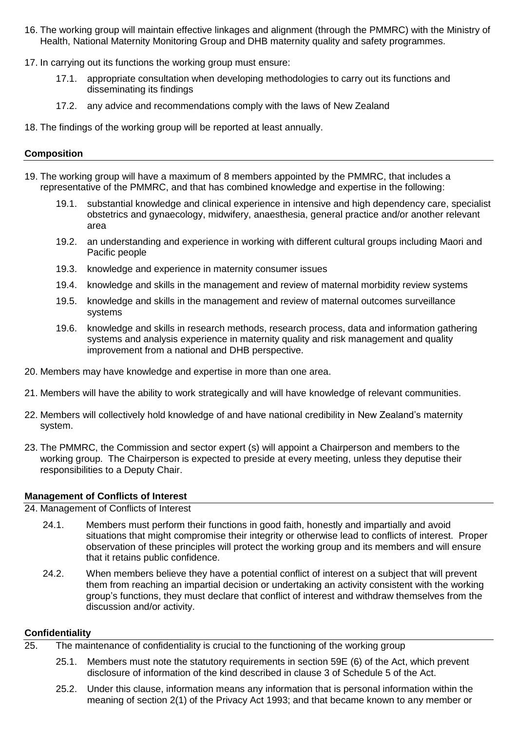16. The working group will maintain effective linkages and alignment (through the PMMRC) with the Ministry of Health, National Maternity Monitoring Group and DHB maternity quality and safety programmes.

17. In carrying out its functions the working group must ensure:

    17.1. appropriate consultation when developing methodologies to carry out its functions and disseminating its findings

    17.2. any advice and recommendations comply with the laws of New Zealand

18. The findings of the working group will be reported at least annually.

**Composition**

19. The working group will have a maximum of 8 members appointed by the PMMRC, that includes a representative of the PMMRC, and that has combined knowledge and expertise in the following:

    19.1. substantial knowledge and clinical experience in intensive and high dependency care, specialist obstetrics and gynaecology, midwifery, anaesthesia, general practice and/or another relevant area

    19.2. an understanding and experience in working with different cultural groups including Maori and Pacific people

    19.3. knowledge and experience in maternity consumer issues

    19.4. knowledge and skills in the management and review of maternal morbidity review systems

    19.5. knowledge and skills in the management and review of maternal outcomes surveillance systems

    19.6. knowledge and skills in research methods, research process, data and information gathering systems and analysis experience in maternity quality and risk management and quality improvement from a national and DHB perspective.

20. Members may have knowledge and expertise in more than one area.

21. Members will have the ability to work strategically and will have knowledge of relevant communities.

22. Members will collectively hold knowledge of and have national credibility in New Zealand's maternity system.

23. The PMMRC, the Commission and sector expert (s) will appoint a Chairperson and members to the working group. The Chairperson is expected to preside at every meeting, unless they deputise their responsibilities to a Deputy Chair.

**Management of Conflicts of Interest**

24. Management of Conflicts of Interest

    24.1. Members must perform their functions in good faith, honestly and impartially and avoid situations that might compromise their integrity or otherwise lead to conflicts of interest. Proper observation of these principles will protect the working group and its members and will ensure that it retains public confidence.

    24.2. When members believe they have a potential conflict of interest on a subject that will prevent them from reaching an impartial decision or undertaking an activity consistent with the working group's functions, they must declare that conflict of interest and withdraw themselves from the discussion and/or activity.

**Confidentiality**

25. The maintenance of confidentiality is crucial to the functioning of the working group

    25.1. Members must note the statutory requirements in section 59E (6) of the Act, which prevent disclosure of information of the kind described in clause 3 of Schedule 5 of the Act.

    25.2. Under this clause, information means any information that is personal information within the meaning of section 2(1) of the Privacy Act 1993; and that became known to any member or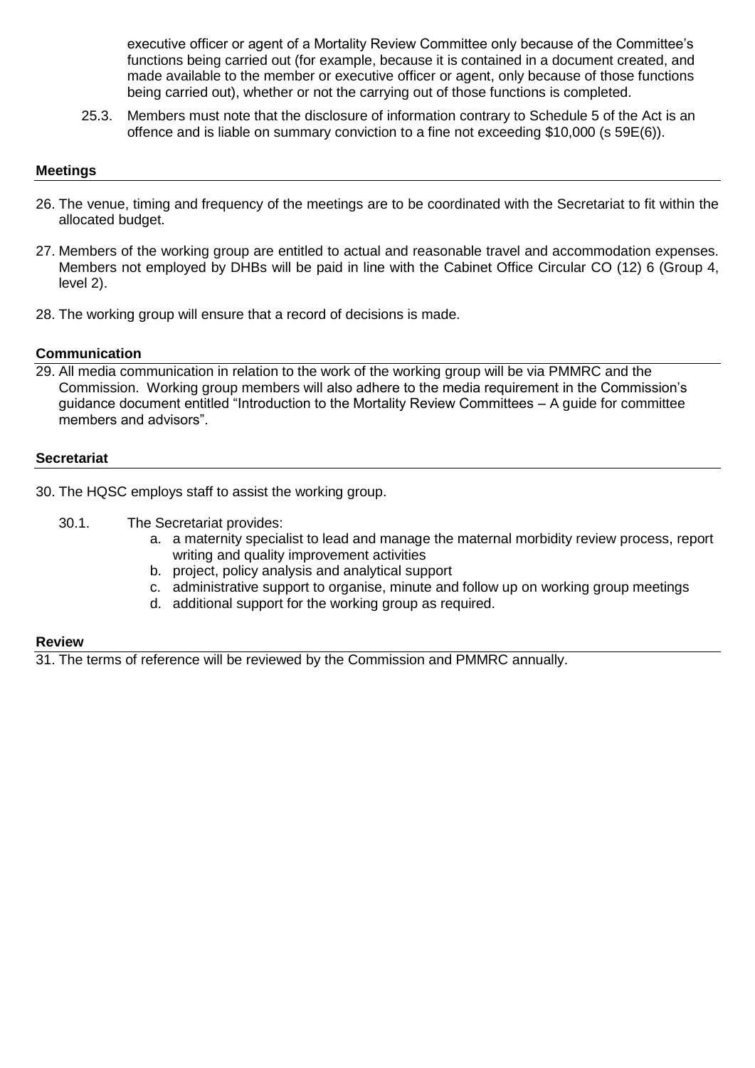executive officer or agent of a Mortality Review Committee only because of the Committee's functions being carried out (for example, because it is contained in a document created, and made available to the member or executive officer or agent, only because of those functions being carried out), whether or not the carrying out of those functions is completed.

25.3. Members must note that the disclosure of information contrary to Schedule 5 of the Act is an offence and is liable on summary conviction to a fine not exceeding $10,000 (s 59E(6)).

**Meetings**

26. The venue, timing and frequency of the meetings are to be coordinated with the Secretariat to fit within the allocated budget.

27. Members of the working group are entitled to actual and reasonable travel and accommodation expenses. Members not employed by DHBs will be paid in line with the Cabinet Office Circular CO (12) 6 (Group 4, level 2).

28. The working group will ensure that a record of decisions is made.

**Communication**

29. All media communication in relation to the work of the working group will be via PMMRC and the Commission. Working group members will also adhere to the media requirement in the Commission's guidance document entitled "Introduction to the Mortality Review Committees – A guide for committee members and advisors".

**Secretariat**

30. The HQSC employs staff to assist the working group.

30.1. The Secretariat provides:

a. a maternity specialist to lead and manage the maternal morbidity review process, report writing and quality improvement activities
b. project, policy analysis and analytical support
c. administrative support to organise, minute and follow up on working group meetings
d. additional support for the working group as required.

**Review**

31. The terms of reference will be reviewed by the Commission and PMMRC annually.